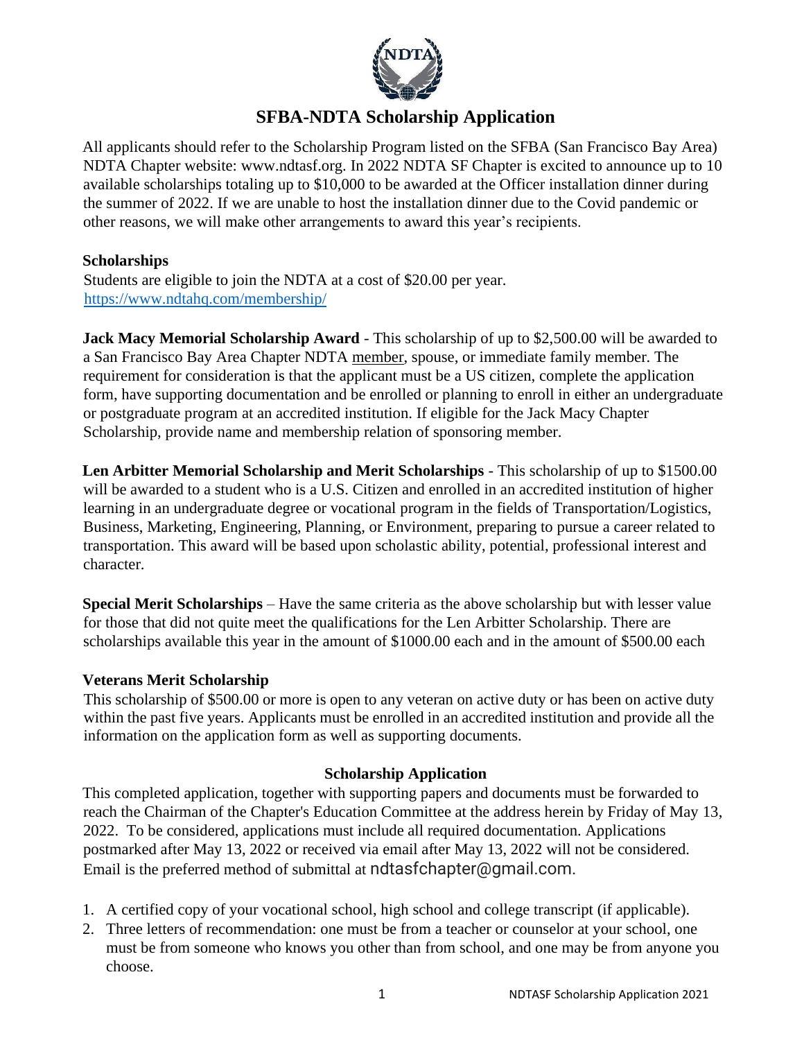# SFBA-NDTA Scholarship Application

All applicants should refer to the Scholarship Program listed on the SFBA (San Francisco Bay Area) NDTA Chapter website: www.ndtasf.org. In 2022 NDTA SF Chapter is excited to announce up to 10 available scholarships totaling up to $10,000 to be awarded at the Officer installation dinner during the summer of 2022. If we are unable to host the installation dinner due to the Covid pandemic or other reasons, we will make other arrangements to award this year's recipients.

**Scholarships**

Students are eligible to join the NDTA at a cost of $20.00 per year.
https://www.ndtahq.com/membership/

**Jack Macy Memorial Scholarship Award** - This scholarship of up to $2,500.00 will be awarded to a San Francisco Bay Area Chapter NDTA member, spouse, or immediate family member. The requirement for consideration is that the applicant must be a US citizen, complete the application form, have supporting documentation and be enrolled or planning to enroll in either an undergraduate or postgraduate program at an accredited institution. If eligible for the Jack Macy Chapter Scholarship, provide name and membership relation of sponsoring member.

**Len Arbitter Memorial Scholarship and Merit Scholarships** - This scholarship of up to $1500.00 will be awarded to a student who is a U.S. Citizen and enrolled in an accredited institution of higher learning in an undergraduate degree or vocational program in the fields of Transportation/Logistics, Business, Marketing, Engineering, Planning, or Environment, preparing to pursue a career related to transportation. This award will be based upon scholastic ability, potential, professional interest and character.

**Special Merit Scholarships** – Have the same criteria as the above scholarship but with lesser value for those that did not quite meet the qualifications for the Len Arbitter Scholarship. There are scholarships available this year in the amount of $1000.00 each and in the amount of $500.00 each

**Veterans Merit Scholarship**

This scholarship of $500.00 or more is open to any veteran on active duty or has been on active duty within the past five years. Applicants must be enrolled in an accredited institution and provide all the information on the application form as well as supporting documents.

**Scholarship Application**

This completed application, together with supporting papers and documents must be forwarded to reach the Chairman of the Chapter's Education Committee at the address herein by Friday of May 13, 2022. To be considered, applications must include all required documentation. Applications postmarked after May 13, 2022 or received via email after May 13, 2022 will not be considered. Email is the preferred method of submittal at ndtasfchapter@gmail.com.

1. A certified copy of your vocational school, high school and college transcript (if applicable).
2. Three letters of recommendation: one must be from a teacher or counselor at your school, one must be from someone who knows you other than from school, and one may be from anyone you choose.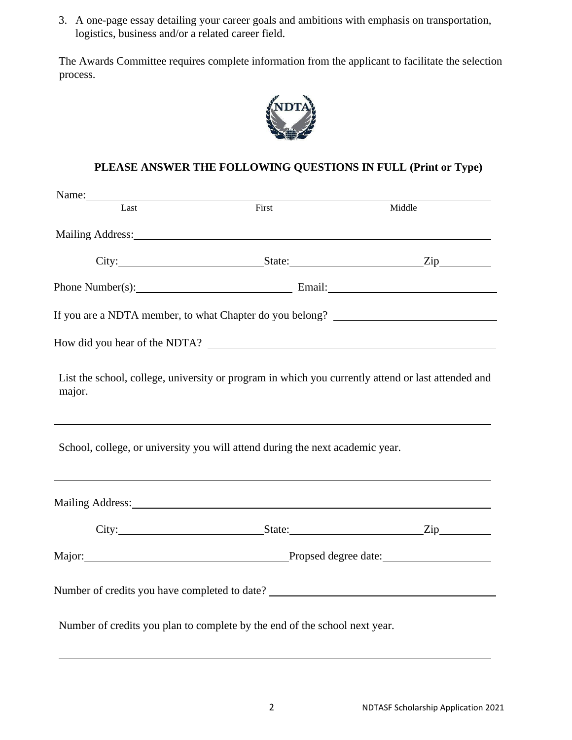3. A one-page essay detailing your career goals and ambitions with emphasis on transportation, logistics, business and/or a related career field.

The Awards Committee requires complete information from the applicant to facilitate the selection process.

**PLEASE ANSWER THE FOLLOWING QUESTIONS IN FULL (Print or Type)**

Name: ______________________________________________
Last First Middle

Mailing Address: ______________________________________________

City: ____________ State: ____________ Zip ________

Phone Number(s): ____________ Email: ____________

If you are a NDTA member, to what Chapter do you belong? ____________

How did you hear of the NDTA? ____________

List the school, college, university or program in which you currently attend or last attended and major.

______________________________________________

School, college, or university you will attend during the next academic year.

______________________________________________

Mailing Address: ______________________________________________

City: ____________ State: ____________ Zip ________

Major: ____________ Propsed degree date: ____________

Number of credits you have completed to date? ____________

Number of credits you plan to complete by the end of the school next year.

______________________________________________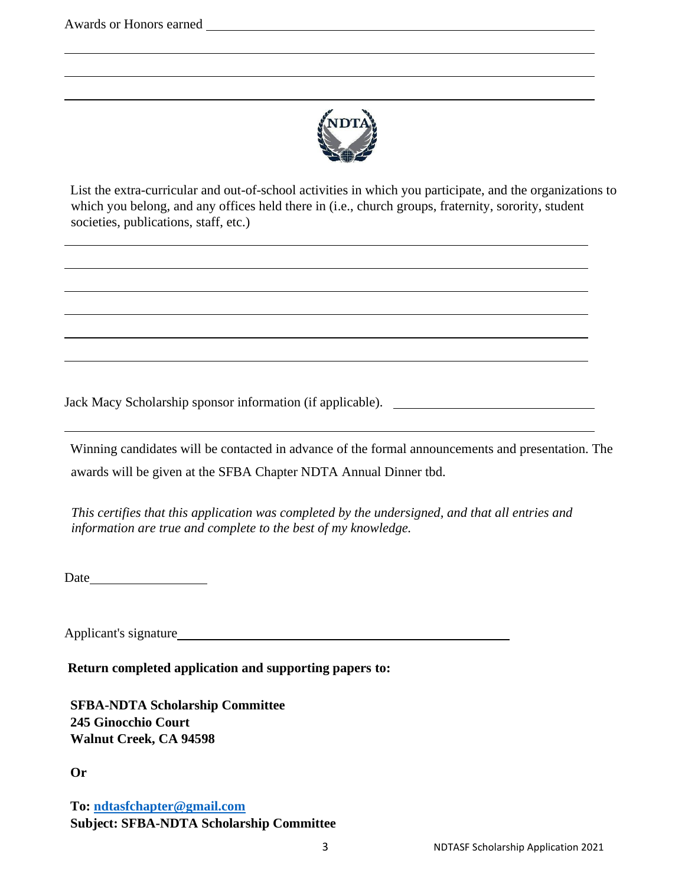Awards or Honors earned ______________________________________________

______________________________________________________________________

______________________________________________________________________

______________________________________________________________________

List the extra-curricular and out-of-school activities in which you participate, and the organizations to which you belong, and any offices held there in (i.e., church groups, fraternity, sorority, student societies, publications, staff, etc.)

______________________________________________________________________

______________________________________________________________________

______________________________________________________________________

______________________________________________________________________

______________________________________________________________________

______________________________________________________________________

Jack Macy Scholarship sponsor information (if applicable). ______________________________

______________________________________________________________________

Winning candidates will be contacted in advance of the formal announcements and presentation. The awards will be given at the SFBA Chapter NDTA Annual Dinner tbd.

*This certifies that this application was completed by the undersigned, and that all entries and information are true and complete to the best of my knowledge.*

Date__________________

Applicant's signature______________________________________________

**Return completed application and supporting papers to:**

**SFBA-NDTA Scholarship Committee**
**245 Ginocchio Court**
**Walnut Creek, CA 94598**

**Or**

**To: ndtasfchapter@gmail.com**
**Subject: SFBA-NDTA Scholarship Committee**